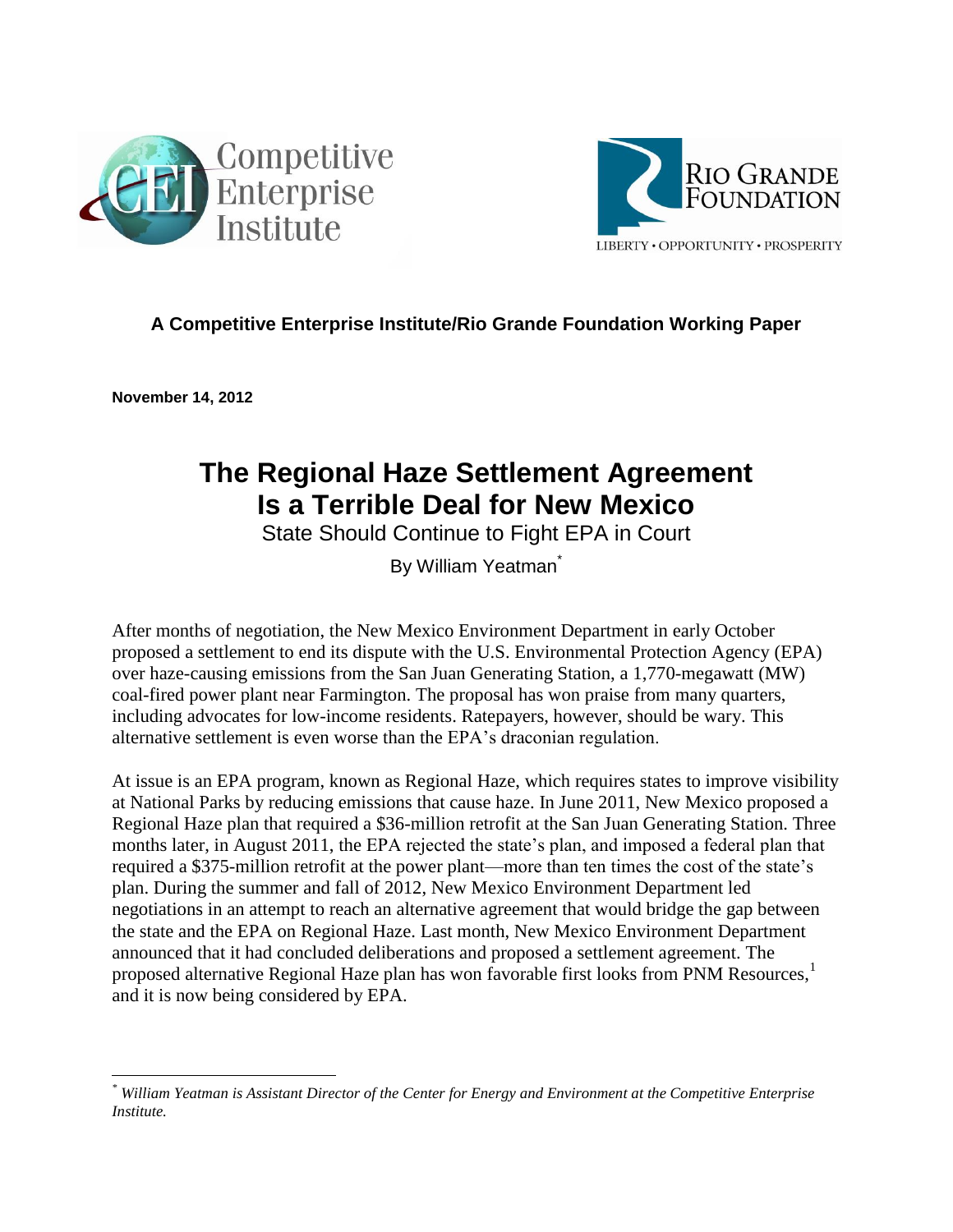Competitive Enterprise Institute

RIO GRANDE FOUNDATION

LIBERTY • OPPORTUNITY • PROSPERITY

**A Competitive Enterprise Institute/Rio Grande Foundation Working Paper**

**November 14, 2012**

# The Regional Haze Settlement Agreement Is a Terrible Deal for New Mexico

State Should Continue to Fight EPA in Court

By William Yeatman[*]

After months of negotiation, the New Mexico Environment Department in early October proposed a settlement to end its dispute with the U.S. Environmental Protection Agency (EPA) over haze-causing emissions from the San Juan Generating Station, a 1,770-megawatt (MW) coal-fired power plant near Farmington. The proposal has won praise from many quarters, including advocates for low-income residents. Ratepayers, however, should be wary. This alternative settlement is even worse than the EPA's draconian regulation.

At issue is an EPA program, known as Regional Haze, which requires states to improve visibility at National Parks by reducing emissions that cause haze. In June 2011, New Mexico proposed a Regional Haze plan that required a $36-million retrofit at the San Juan Generating Station. Three months later, in August 2011, the EPA rejected the state's plan, and imposed a federal plan that required a $375-million retrofit at the power plant—more than ten times the cost of the state's plan. During the summer and fall of 2012, New Mexico Environment Department led negotiations in an attempt to reach an alternative agreement that would bridge the gap between the state and the EPA on Regional Haze. Last month, New Mexico Environment Department announced that it had concluded deliberations and proposed a settlement agreement. The proposed alternative Regional Haze plan has won favorable first looks from PNM Resources,[1] and it is now being considered by EPA.

---

[*] *William Yeatman is Assistant Director of the Center for Energy and Environment at the Competitive Enterprise Institute.*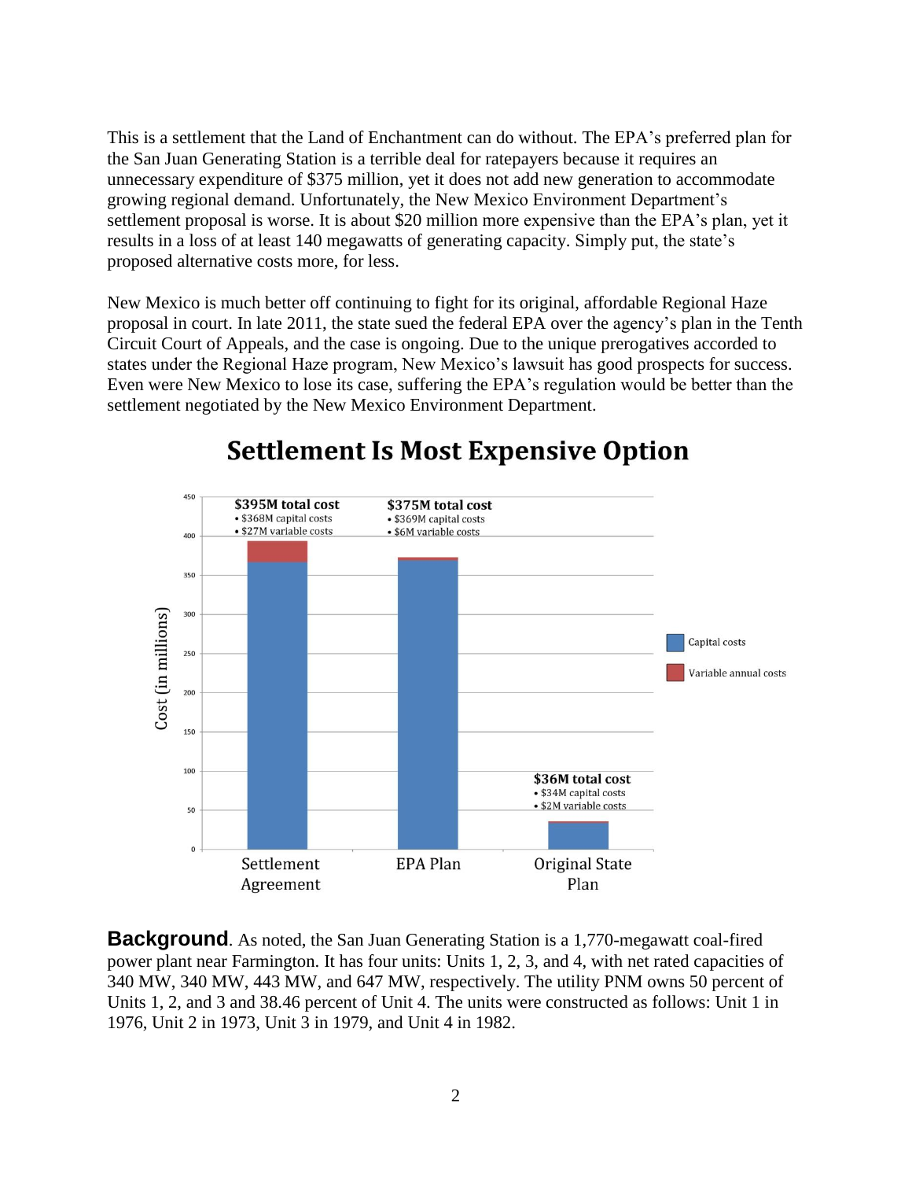This is a settlement that the Land of Enchantment can do without. The EPA's preferred plan for the San Juan Generating Station is a terrible deal for ratepayers because it requires an unnecessary expenditure of $375 million, yet it does not add new generation to accommodate growing regional demand. Unfortunately, the New Mexico Environment Department's settlement proposal is worse. It is about $20 million more expensive than the EPA's plan, yet it results in a loss of at least 140 megawatts of generating capacity. Simply put, the state's proposed alternative costs more, for less.

New Mexico is much better off continuing to fight for its original, affordable Regional Haze proposal in court. In late 2011, the state sued the federal EPA over the agency's plan in the Tenth Circuit Court of Appeals, and the case is ongoing. Due to the unique prerogatives accorded to states under the Regional Haze program, New Mexico's lawsuit has good prospects for success. Even were New Mexico to lose its case, suffering the EPA's regulation would be better than the settlement negotiated by the New Mexico Environment Department.

## Settlement Is Most Expensive Option

| | Settlement Agreement | EPA Plan | Original State Plan |
|---|---|---|---|
| Total cost | $395M | $375M | $36M |
| Capital costs | $368M | $369M | $34M |
| Variable annual costs | $27M | $6M | $2M |

**Background**. As noted, the San Juan Generating Station is a 1,770-megawatt coal-fired power plant near Farmington. It has four units: Units 1, 2, 3, and 4, with net rated capacities of 340 MW, 340 MW, 443 MW, and 647 MW, respectively. The utility PNM owns 50 percent of Units 1, 2, and 3 and 38.46 percent of Unit 4. The units were constructed as follows: Unit 1 in 1976, Unit 2 in 1973, Unit 3 in 1979, and Unit 4 in 1982.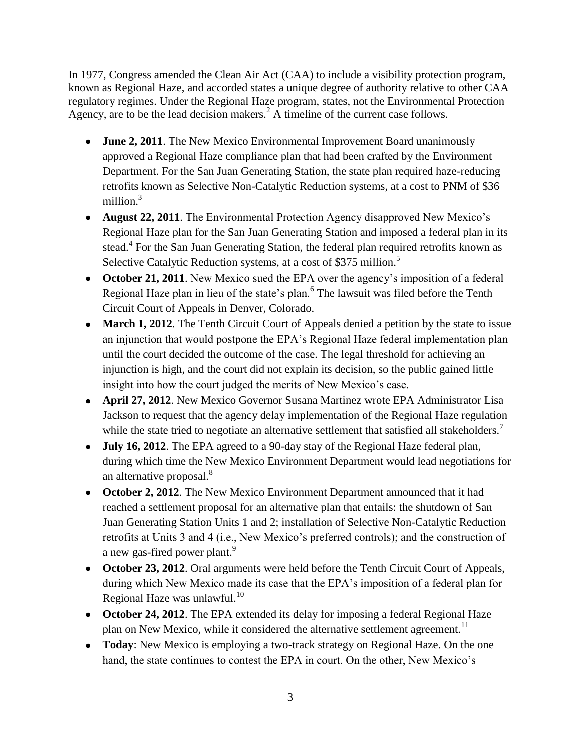In 1977, Congress amended the Clean Air Act (CAA) to include a visibility protection program, known as Regional Haze, and accorded states a unique degree of authority relative to other CAA regulatory regimes. Under the Regional Haze program, states, not the Environmental Protection Agency, are to be the lead decision makers.[2] A timeline of the current case follows.

- **June 2, 2011**. The New Mexico Environmental Improvement Board unanimously approved a Regional Haze compliance plan that had been crafted by the Environment Department. For the San Juan Generating Station, the state plan required haze-reducing retrofits known as Selective Non-Catalytic Reduction systems, at a cost to PNM of $36 million.[3]
- **August 22, 2011**. The Environmental Protection Agency disapproved New Mexico's Regional Haze plan for the San Juan Generating Station and imposed a federal plan in its stead.[4] For the San Juan Generating Station, the federal plan required retrofits known as Selective Catalytic Reduction systems, at a cost of $375 million.[5]
- **October 21, 2011**. New Mexico sued the EPA over the agency's imposition of a federal Regional Haze plan in lieu of the state's plan.[6] The lawsuit was filed before the Tenth Circuit Court of Appeals in Denver, Colorado.
- **March 1, 2012**. The Tenth Circuit Court of Appeals denied a petition by the state to issue an injunction that would postpone the EPA's Regional Haze federal implementation plan until the court decided the outcome of the case. The legal threshold for achieving an injunction is high, and the court did not explain its decision, so the public gained little insight into how the court judged the merits of New Mexico's case.
- **April 27, 2012**. New Mexico Governor Susana Martinez wrote EPA Administrator Lisa Jackson to request that the agency delay implementation of the Regional Haze regulation while the state tried to negotiate an alternative settlement that satisfied all stakeholders.[7]
- **July 16, 2012**. The EPA agreed to a 90-day stay of the Regional Haze federal plan, during which time the New Mexico Environment Department would lead negotiations for an alternative proposal.[8]
- **October 2, 2012**. The New Mexico Environment Department announced that it had reached a settlement proposal for an alternative plan that entails: the shutdown of San Juan Generating Station Units 1 and 2; installation of Selective Non-Catalytic Reduction retrofits at Units 3 and 4 (i.e., New Mexico's preferred controls); and the construction of a new gas-fired power plant.[9]
- **October 23, 2012**. Oral arguments were held before the Tenth Circuit Court of Appeals, during which New Mexico made its case that the EPA's imposition of a federal plan for Regional Haze was unlawful.[10]
- **October 24, 2012**. The EPA extended its delay for imposing a federal Regional Haze plan on New Mexico, while it considered the alternative settlement agreement.[11]
- **Today**: New Mexico is employing a two-track strategy on Regional Haze. On the one hand, the state continues to contest the EPA in court. On the other, New Mexico's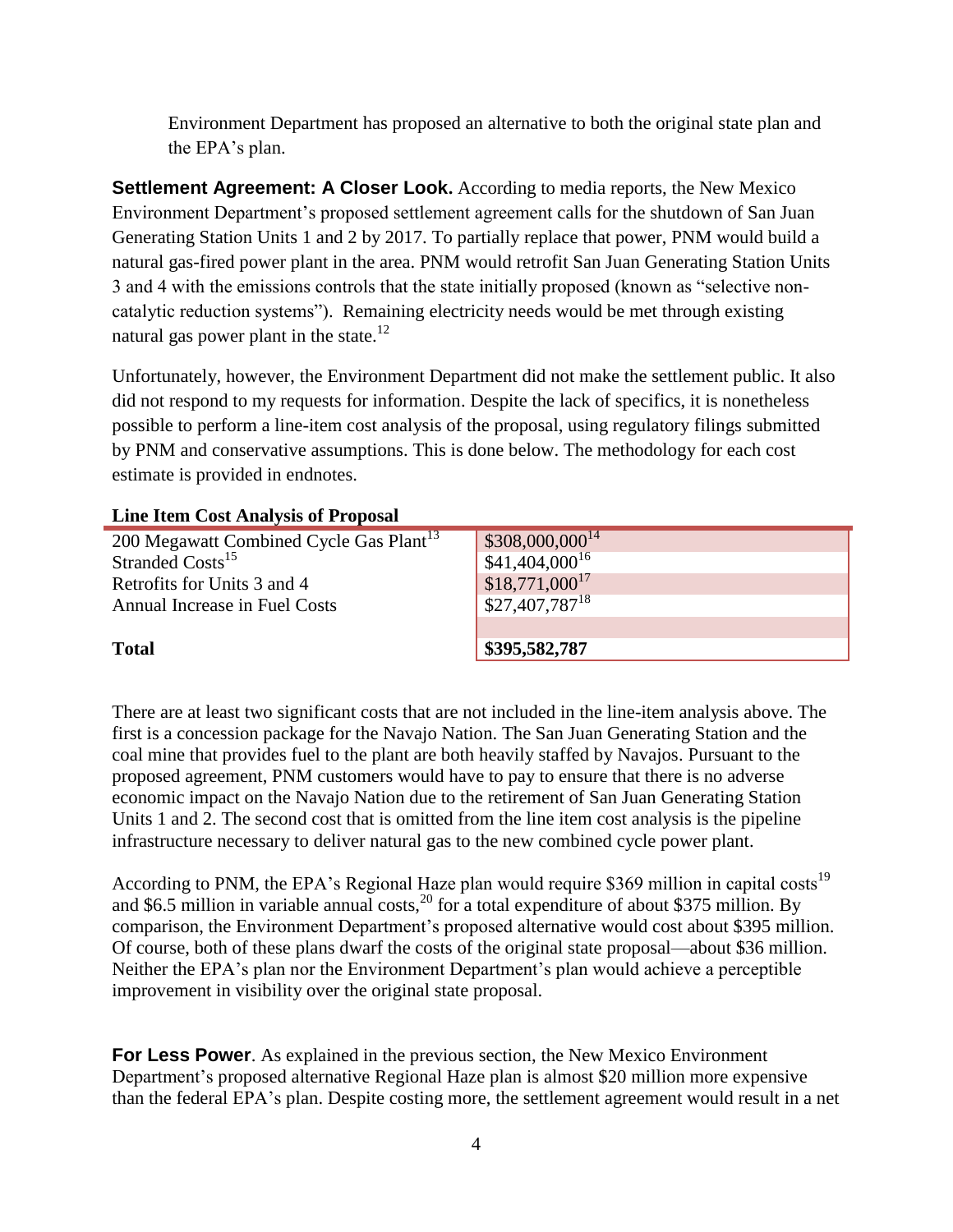Environment Department has proposed an alternative to both the original state plan and the EPA's plan.

**Settlement Agreement: A Closer Look.** According to media reports, the New Mexico Environment Department's proposed settlement agreement calls for the shutdown of San Juan Generating Station Units 1 and 2 by 2017. To partially replace that power, PNM would build a natural gas-fired power plant in the area. PNM would retrofit San Juan Generating Station Units 3 and 4 with the emissions controls that the state initially proposed (known as "selective non-catalytic reduction systems"). Remaining electricity needs would be met through existing natural gas power plant in the state.[12]

Unfortunately, however, the Environment Department did not make the settlement public. It also did not respond to my requests for information. Despite the lack of specifics, it is nonetheless possible to perform a line-item cost analysis of the proposal, using regulatory filings submitted by PNM and conservative assumptions. This is done below. The methodology for each cost estimate is provided in endnotes.

**Line Item Cost Analysis of Proposal**

| | |
|---|---|
| 200 Megawatt Combined Cycle Gas Plant[13] | $308,000,000[14] |
| Stranded Costs[15] | $41,404,000[16] |
| Retrofits for Units 3 and 4 | $18,771,000[17] |
| Annual Increase in Fuel Costs | $27,407,787[18] |
| | |
| **Total** | **$395,582,787** |

There are at least two significant costs that are not included in the line-item analysis above. The first is a concession package for the Navajo Nation. The San Juan Generating Station and the coal mine that provides fuel to the plant are both heavily staffed by Navajos. Pursuant to the proposed agreement, PNM customers would have to pay to ensure that there is no adverse economic impact on the Navajo Nation due to the retirement of San Juan Generating Station Units 1 and 2. The second cost that is omitted from the line item cost analysis is the pipeline infrastructure necessary to deliver natural gas to the new combined cycle power plant.

According to PNM, the EPA's Regional Haze plan would require $369 million in capital costs[19] and $6.5 million in variable annual costs,[20] for a total expenditure of about $375 million. By comparison, the Environment Department's proposed alternative would cost about $395 million. Of course, both of these plans dwarf the costs of the original state proposal—about $36 million. Neither the EPA's plan nor the Environment Department's plan would achieve a perceptible improvement in visibility over the original state proposal.

**For Less Power**. As explained in the previous section, the New Mexico Environment Department's proposed alternative Regional Haze plan is almost $20 million more expensive than the federal EPA's plan. Despite costing more, the settlement agreement would result in a net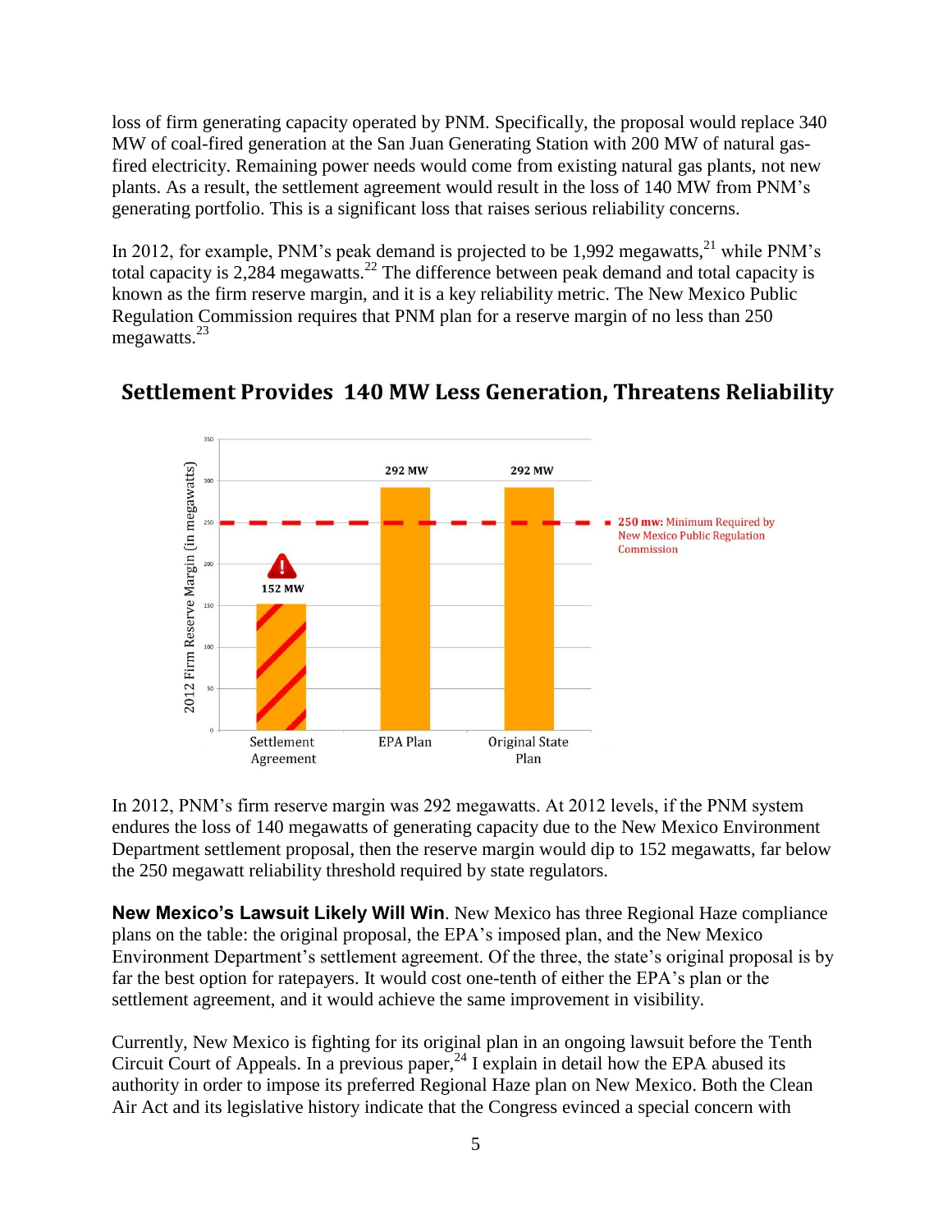loss of firm generating capacity operated by PNM. Specifically, the proposal would replace 340 MW of coal-fired generation at the San Juan Generating Station with 200 MW of natural gas-fired electricity. Remaining power needs would come from existing natural gas plants, not new plants. As a result, the settlement agreement would result in the loss of 140 MW from PNM's generating portfolio. This is a significant loss that raises serious reliability concerns.

In 2012, for example, PNM's peak demand is projected to be 1,992 megawatts,[21] while PNM's total capacity is 2,284 megawatts.[22] The difference between peak demand and total capacity is known as the firm reserve margin, and it is a key reliability metric. The New Mexico Public Regulation Commission requires that PNM plan for a reserve margin of no less than 250 megawatts.[23]

## Settlement Provides 140 MW Less Generation, Threatens Reliability

| | Settlement Agreement | EPA Plan | Original State Plan |
|---|---|---|---|
| 2012 Firm Reserve Margin (in megawatts) | 152 MW | 292 MW | 292 MW |

**250 mw:** Minimum Required by New Mexico Public Regulation Commission

In 2012, PNM's firm reserve margin was 292 megawatts. At 2012 levels, if the PNM system endures the loss of 140 megawatts of generating capacity due to the New Mexico Environment Department settlement proposal, then the reserve margin would dip to 152 megawatts, far below the 250 megawatt reliability threshold required by state regulators.

**New Mexico's Lawsuit Likely Will Win**. New Mexico has three Regional Haze compliance plans on the table: the original proposal, the EPA's imposed plan, and the New Mexico Environment Department's settlement agreement. Of the three, the state's original proposal is by far the best option for ratepayers. It would cost one-tenth of either the EPA's plan or the settlement agreement, and it would achieve the same improvement in visibility.

Currently, New Mexico is fighting for its original plan in an ongoing lawsuit before the Tenth Circuit Court of Appeals. In a previous paper,[24] I explain in detail how the EPA abused its authority in order to impose its preferred Regional Haze plan on New Mexico. Both the Clean Air Act and its legislative history indicate that the Congress evinced a special concern with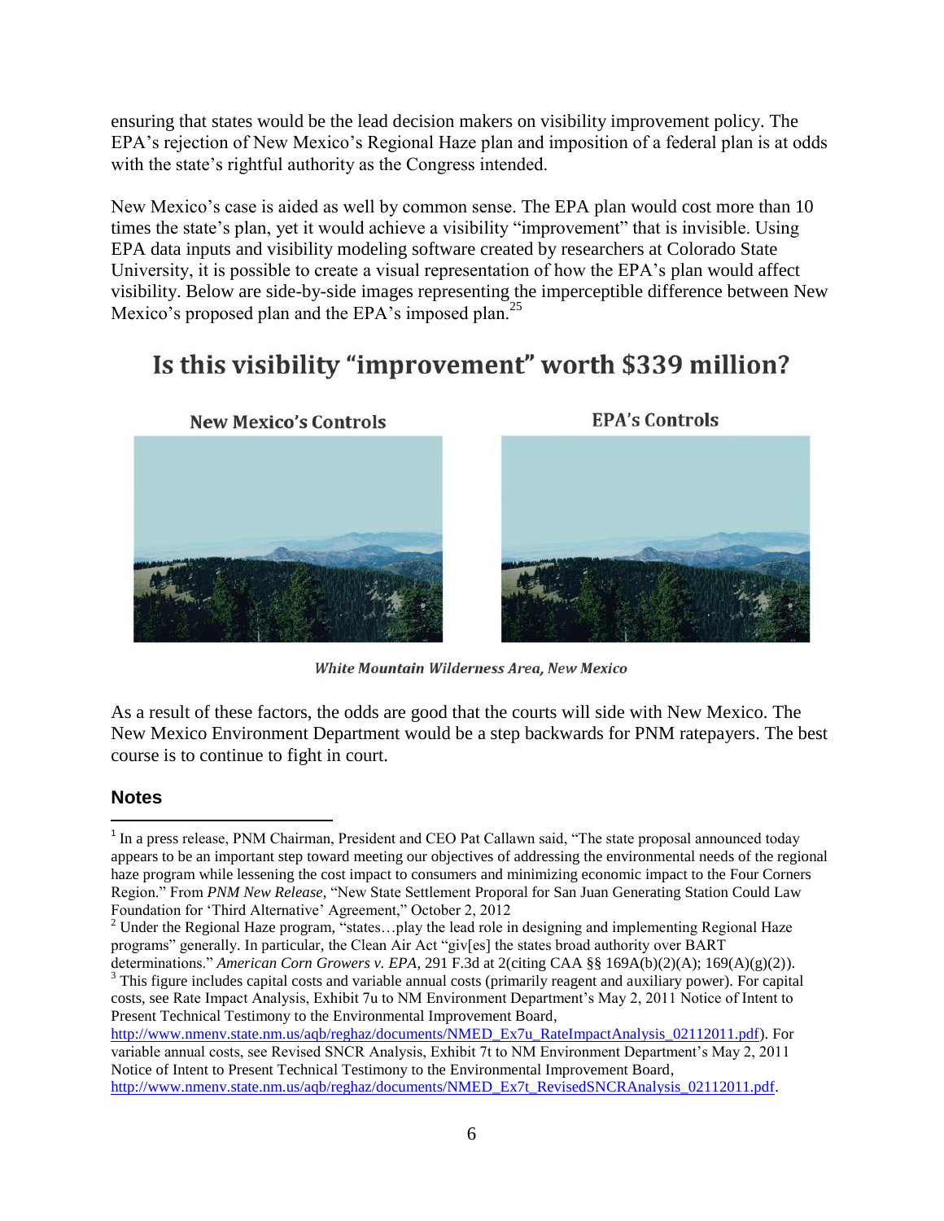ensuring that states would be the lead decision makers on visibility improvement policy. The EPA's rejection of New Mexico's Regional Haze plan and imposition of a federal plan is at odds with the state's rightful authority as the Congress intended.

New Mexico's case is aided as well by common sense. The EPA plan would cost more than 10 times the state's plan, yet it would achieve a visibility "improvement" that is invisible. Using EPA data inputs and visibility modeling software created by researchers at Colorado State University, it is possible to create a visual representation of how the EPA's plan would affect visibility. Below are side-by-side images representing the imperceptible difference between New Mexico's proposed plan and the EPA's imposed plan.[25]

## Is this visibility "improvement" worth $339 million?

**New Mexico's Controls** | **EPA's Controls**

*White Mountain Wilderness Area, New Mexico*

As a result of these factors, the odds are good that the courts will side with New Mexico. The New Mexico Environment Department would be a step backwards for PNM ratepayers. The best course is to continue to fight in court.

### Notes

[1] In a press release, PNM Chairman, President and CEO Pat Callawn said, "The state proposal announced today appears to be an important step toward meeting our objectives of addressing the environmental needs of the regional haze program while lessening the cost impact to consumers and minimizing economic impact to the Four Corners Region." From *PNM New Release*, "New State Settlement Proporal for San Juan Generating Station Could Law Foundation for 'Third Alternative' Agreement," October 2, 2012

[2] Under the Regional Haze program, "states…play the lead role in designing and implementing Regional Haze programs" generally. In particular, the Clean Air Act "giv[es] the states broad authority over BART determinations." *American Corn Growers v. EPA*, 291 F.3d at 2(citing CAA §§ 169A(b)(2)(A); 169(A)(g)(2)).

[3] This figure includes capital costs and variable annual costs (primarily reagent and auxiliary power). For capital costs, see Rate Impact Analysis, Exhibit 7u to NM Environment Department's May 2, 2011 Notice of Intent to Present Technical Testimony to the Environmental Improvement Board, http://www.nmenv.state.nm.us/aqb/reghaz/documents/NMED_Ex7u_RateImpactAnalysis_02112011.pdf). For variable annual costs, see Revised SNCR Analysis, Exhibit 7t to NM Environment Department's May 2, 2011 Notice of Intent to Present Technical Testimony to the Environmental Improvement Board, http://www.nmenv.state.nm.us/aqb/reghaz/documents/NMED_Ex7t_RevisedSNCRAnalysis_02112011.pdf.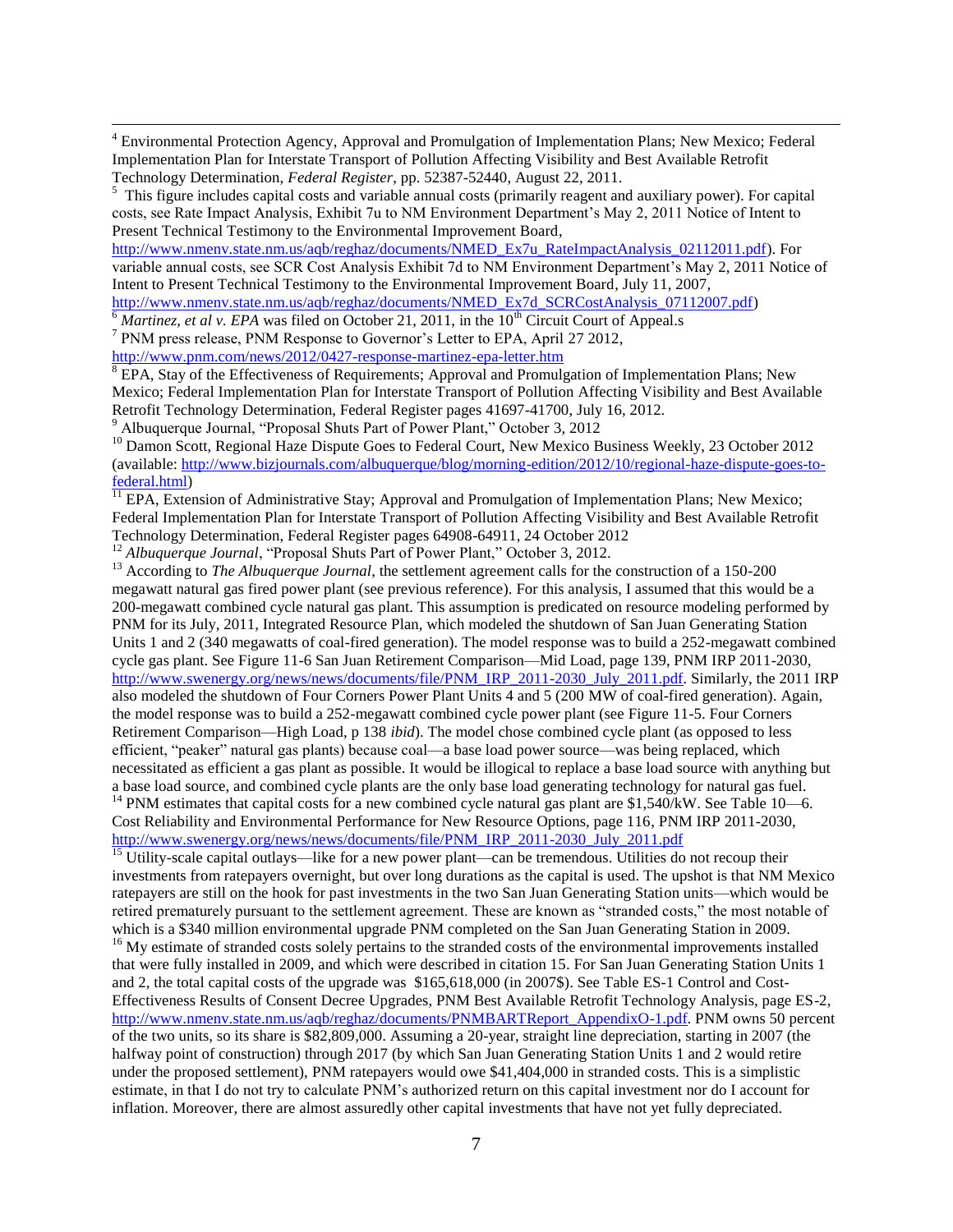[4] Environmental Protection Agency, Approval and Promulgation of Implementation Plans; New Mexico; Federal Implementation Plan for Interstate Transport of Pollution Affecting Visibility and Best Available Retrofit Technology Determination, *Federal Register*, pp. 52387-52440, August 22, 2011.

[5] This figure includes capital costs and variable annual costs (primarily reagent and auxiliary power). For capital costs, see Rate Impact Analysis, Exhibit 7u to NM Environment Department's May 2, 2011 Notice of Intent to Present Technical Testimony to the Environmental Improvement Board, http://www.nmenv.state.nm.us/aqb/reghaz/documents/NMED_Ex7u_RateImpactAnalysis_02112011.pdf). For variable annual costs, see SCR Cost Analysis Exhibit 7d to NM Environment Department's May 2, 2011 Notice of Intent to Present Technical Testimony to the Environmental Improvement Board, July 11, 2007, http://www.nmenv.state.nm.us/aqb/reghaz/documents/NMED_Ex7d_SCRCostAnalysis_07112007.pdf)

[6] *Martinez, et al v. EPA* was filed on October 21, 2011, in the 10th Circuit Court of Appeal.s

[7] PNM press release, PNM Response to Governor's Letter to EPA, April 27 2012, http://www.pnm.com/news/2012/0427-response-martinez-epa-letter.htm

[8] EPA, Stay of the Effectiveness of Requirements; Approval and Promulgation of Implementation Plans; New Mexico; Federal Implementation Plan for Interstate Transport of Pollution Affecting Visibility and Best Available Retrofit Technology Determination, Federal Register pages 41697-41700, July 16, 2012.

[9] Albuquerque Journal, "Proposal Shuts Part of Power Plant," October 3, 2012

[10] Damon Scott, Regional Haze Dispute Goes to Federal Court, New Mexico Business Weekly, 23 October 2012 (available: http://www.bizjournals.com/albuquerque/blog/morning-edition/2012/10/regional-haze-dispute-goes-to-federal.html)

[11] EPA, Extension of Administrative Stay; Approval and Promulgation of Implementation Plans; New Mexico; Federal Implementation Plan for Interstate Transport of Pollution Affecting Visibility and Best Available Retrofit Technology Determination, Federal Register pages 64908-64911, 24 October 2012

[12] *Albuquerque Journal*, "Proposal Shuts Part of Power Plant," October 3, 2012.

[13] According to *The Albuquerque Journal*, the settlement agreement calls for the construction of a 150-200 megawatt natural gas fired power plant (see previous reference). For this analysis, I assumed that this would be a 200-megawatt combined cycle natural gas plant. This assumption is predicated on resource modeling performed by PNM for its July, 2011, Integrated Resource Plan, which modeled the shutdown of San Juan Generating Station Units 1 and 2 (340 megawatts of coal-fired generation). The model response was to build a 252-megawatt combined cycle gas plant. See Figure 11-6 San Juan Retirement Comparison—Mid Load, page 139, PNM IRP 2011-2030, http://www.swenergy.org/news/news/documents/file/PNM_IRP_2011-2030_July_2011.pdf. Similarly, the 2011 IRP also modeled the shutdown of Four Corners Power Plant Units 4 and 5 (200 MW of coal-fired generation). Again, the model response was to build a 252-megawatt combined cycle power plant (see Figure 11-5. Four Corners Retirement Comparison—High Load, p 138 *ibid*). The model chose combined cycle plant (as opposed to less efficient, "peaker" natural gas plants) because coal—a base load power source—was being replaced, which necessitated as efficient a gas plant as possible. It would be illogical to replace a base load source with anything but a base load source, and combined cycle plants are the only base load generating technology for natural gas fuel.

[14] PNM estimates that capital costs for a new combined cycle natural gas plant are $1,540/kW. See Table 10—6. Cost Reliability and Environmental Performance for New Resource Options, page 116, PNM IRP 2011-2030, http://www.swenergy.org/news/news/documents/file/PNM_IRP_2011-2030_July_2011.pdf

[15] Utility-scale capital outlays—like for a new power plant—can be tremendous. Utilities do not recoup their investments from ratepayers overnight, but over long durations as the capital is used. The upshot is that NM Mexico ratepayers are still on the hook for past investments in the two San Juan Generating Station units—which would be retired prematurely pursuant to the settlement agreement. These are known as "stranded costs," the most notable of which is a $340 million environmental upgrade PNM completed on the San Juan Generating Station in 2009.

[16] My estimate of stranded costs solely pertains to the stranded costs of the environmental improvements installed that were fully installed in 2009, and which were described in citation 15. For San Juan Generating Station Units 1 and 2, the total capital costs of the upgrade was $165,618,000 (in 2007$). See Table ES-1 Control and Cost-Effectiveness Results of Consent Decree Upgrades, PNM Best Available Retrofit Technology Analysis, page ES-2, http://www.nmenv.state.nm.us/aqb/reghaz/documents/PNMBARTReport_AppendixO-1.pdf. PNM owns 50 percent of the two units, so its share is $82,809,000. Assuming a 20-year, straight line depreciation, starting in 2007 (the halfway point of construction) through 2017 (by which San Juan Generating Station Units 1 and 2 would retire under the proposed settlement), PNM ratepayers would owe $41,404,000 in stranded costs. This is a simplistic estimate, in that I do not try to calculate PNM's authorized return on this capital investment nor do I account for inflation. Moreover, there are almost assuredly other capital investments that have not yet fully depreciated.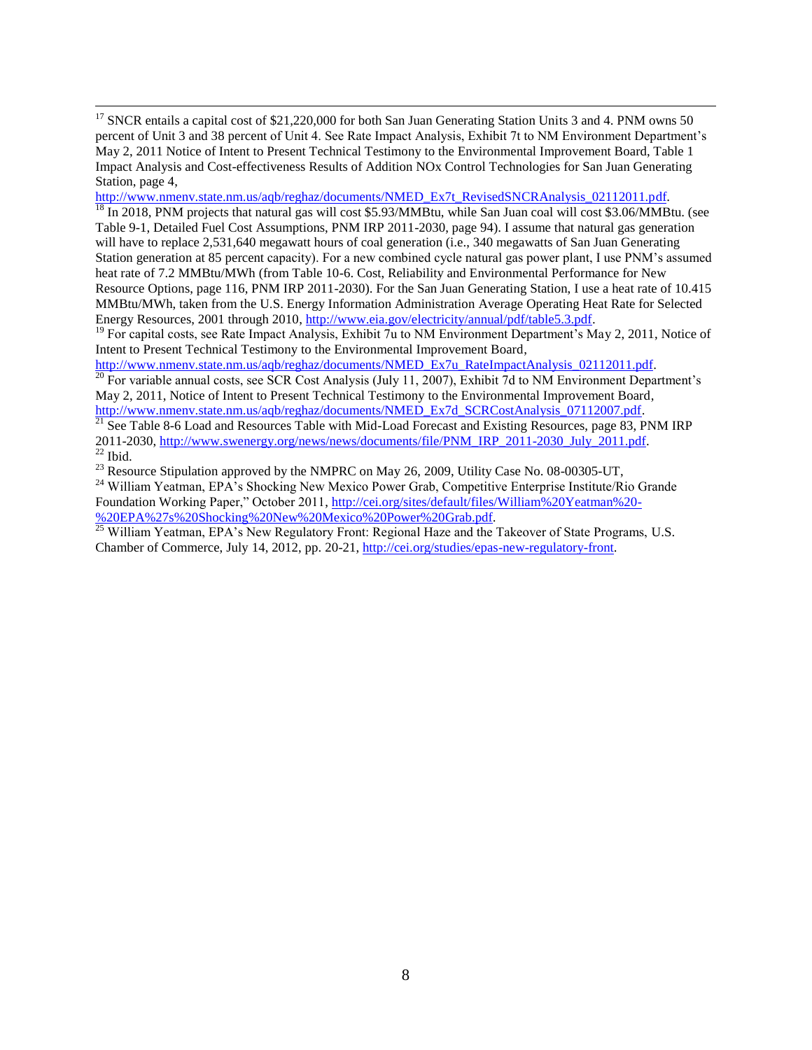[17] SNCR entails a capital cost of $21,220,000 for both San Juan Generating Station Units 3 and 4. PNM owns 50 percent of Unit 3 and 38 percent of Unit 4. See Rate Impact Analysis, Exhibit 7t to NM Environment Department's May 2, 2011 Notice of Intent to Present Technical Testimony to the Environmental Improvement Board, Table 1 Impact Analysis and Cost-effectiveness Results of Addition NOx Control Technologies for San Juan Generating Station, page 4, http://www.nmenv.state.nm.us/aqb/reghaz/documents/NMED_Ex7t_RevisedSNCRAnalysis_02112011.pdf.

[18] In 2018, PNM projects that natural gas will cost $5.93/MMBtu, while San Juan coal will cost $3.06/MMBtu. (see Table 9-1, Detailed Fuel Cost Assumptions, PNM IRP 2011-2030, page 94). I assume that natural gas generation will have to replace 2,531,640 megawatt hours of coal generation (i.e., 340 megawatts of San Juan Generating Station generation at 85 percent capacity). For a new combined cycle natural gas power plant, I use PNM's assumed heat rate of 7.2 MMBtu/MWh (from Table 10-6. Cost, Reliability and Environmental Performance for New Resource Options, page 116, PNM IRP 2011-2030). For the San Juan Generating Station, I use a heat rate of 10.415 MMBtu/MWh, taken from the U.S. Energy Information Administration Average Operating Heat Rate for Selected Energy Resources, 2001 through 2010, http://www.eia.gov/electricity/annual/pdf/table5.3.pdf.

[19] For capital costs, see Rate Impact Analysis, Exhibit 7u to NM Environment Department's May 2, 2011, Notice of Intent to Present Technical Testimony to the Environmental Improvement Board, http://www.nmenv.state.nm.us/aqb/reghaz/documents/NMED_Ex7u_RateImpactAnalysis_02112011.pdf.

[20] For variable annual costs, see SCR Cost Analysis (July 11, 2007), Exhibit 7d to NM Environment Department's May 2, 2011, Notice of Intent to Present Technical Testimony to the Environmental Improvement Board, http://www.nmenv.state.nm.us/aqb/reghaz/documents/NMED_Ex7d_SCRCostAnalysis_07112007.pdf.

[21] See Table 8-6 Load and Resources Table with Mid-Load Forecast and Existing Resources, page 83, PNM IRP 2011-2030, http://www.swenergy.org/news/news/documents/file/PNM_IRP_2011-2030_July_2011.pdf.

[22] Ibid.

[23] Resource Stipulation approved by the NMPRC on May 26, 2009, Utility Case No. 08-00305-UT,

[24] William Yeatman, EPA's Shocking New Mexico Power Grab, Competitive Enterprise Institute/Rio Grande Foundation Working Paper," October 2011, http://cei.org/sites/default/files/William%20Yeatman%20-%20EPA%27s%20Shocking%20New%20Mexico%20Power%20Grab.pdf.

[25] William Yeatman, EPA's New Regulatory Front: Regional Haze and the Takeover of State Programs, U.S. Chamber of Commerce, July 14, 2012, pp. 20-21, http://cei.org/studies/epas-new-regulatory-front.